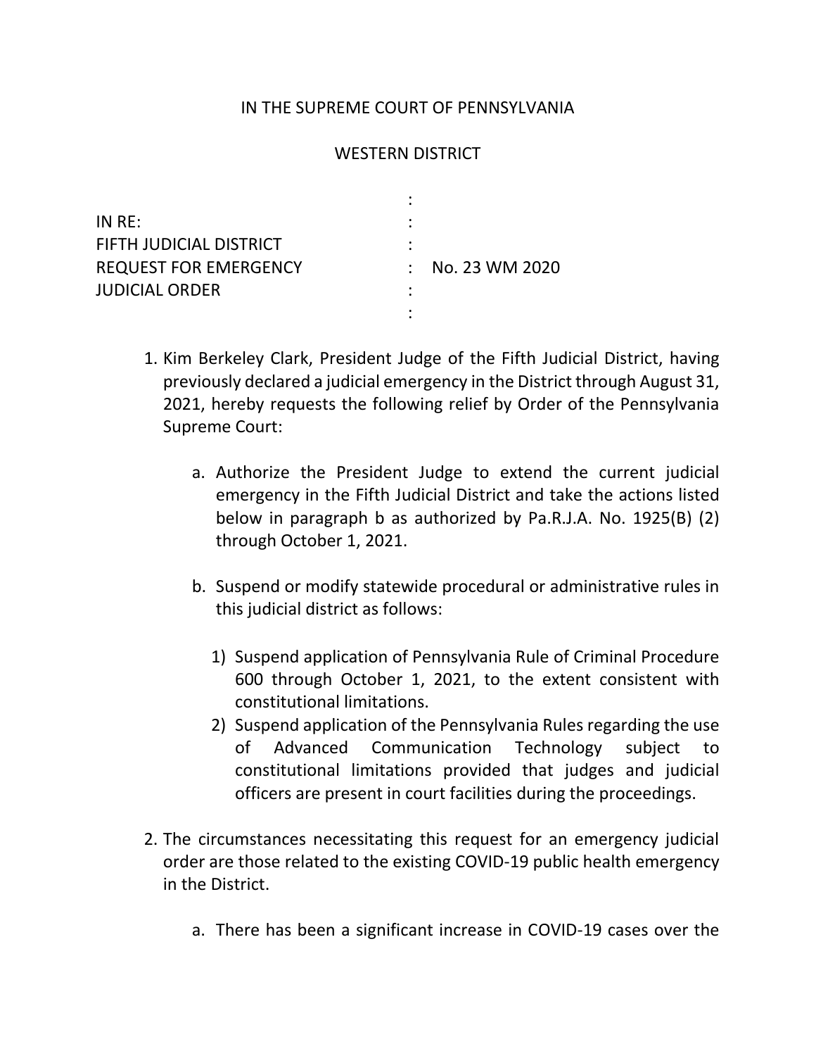IN THE SUPREME COURT OF PENNSYLVANIA

WESTERN DISTRICT

| | | |
|---|---|---|
| IN RE: | : | |
| FIFTH JUDICIAL DISTRICT | : | |
| REQUEST FOR EMERGENCY | : | No. 23 WM 2020 |
| JUDICIAL ORDER | : | |

1. Kim Berkeley Clark, President Judge of the Fifth Judicial District, having previously declared a judicial emergency in the District through August 31, 2021, hereby requests the following relief by Order of the Pennsylvania Supreme Court:

   a. Authorize the President Judge to extend the current judicial emergency in the Fifth Judicial District and take the actions listed below in paragraph b as authorized by Pa.R.J.A. No. 1925(B) (2) through October 1, 2021.

   b. Suspend or modify statewide procedural or administrative rules in this judicial district as follows:

      1) Suspend application of Pennsylvania Rule of Criminal Procedure 600 through October 1, 2021, to the extent consistent with constitutional limitations.
      2) Suspend application of the Pennsylvania Rules regarding the use of Advanced Communication Technology subject to constitutional limitations provided that judges and judicial officers are present in court facilities during the proceedings.

2. The circumstances necessitating this request for an emergency judicial order are those related to the existing COVID-19 public health emergency in the District.

   a. There has been a significant increase in COVID-19 cases over the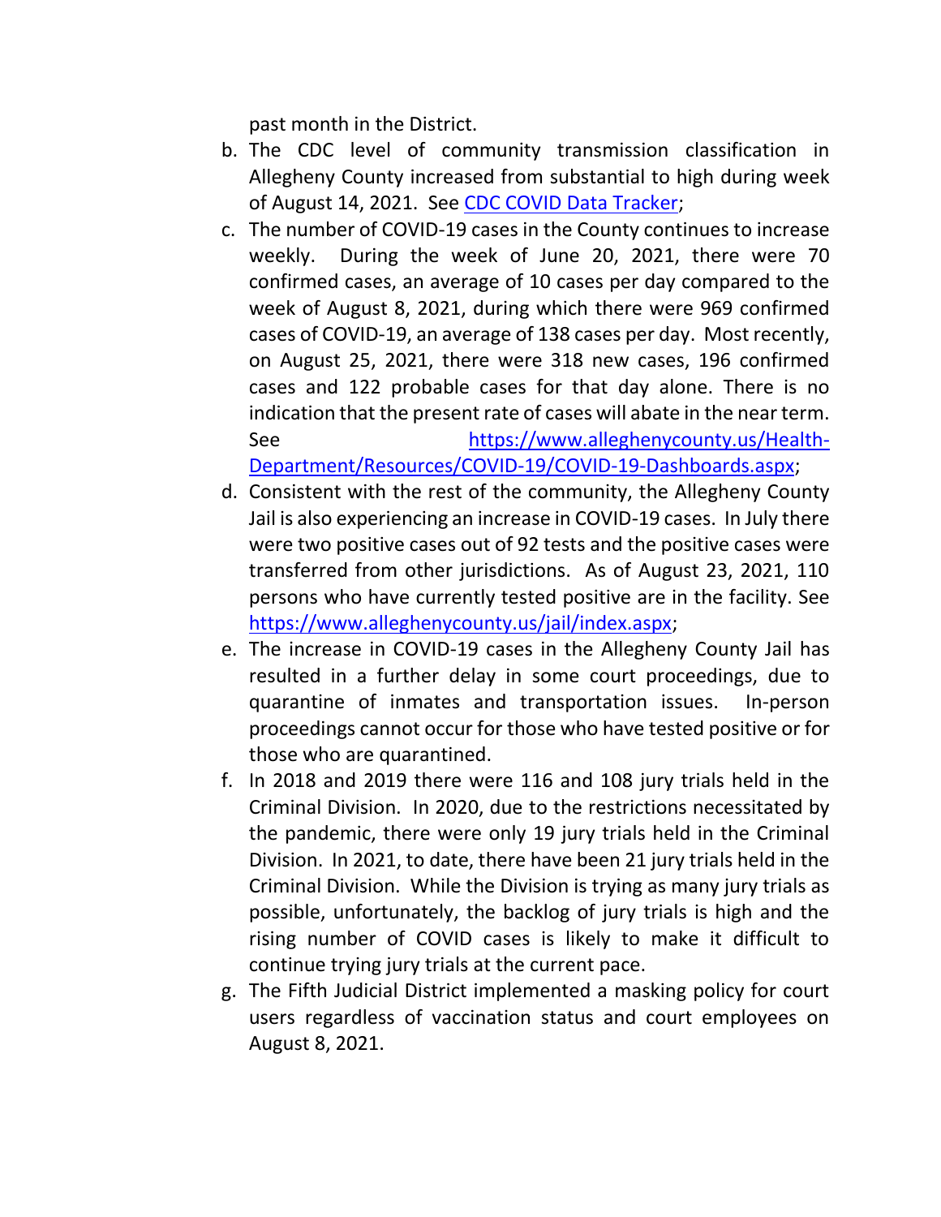past month in the District.

b. The CDC level of community transmission classification in Allegheny County increased from substantial to high during week of August 14, 2021. See [CDC COVID Data Tracker](CDC COVID Data Tracker);

c. The number of COVID-19 cases in the County continues to increase weekly. During the week of June 20, 2021, there were 70 confirmed cases, an average of 10 cases per day compared to the week of August 8, 2021, during which there were 969 confirmed cases of COVID-19, an average of 138 cases per day. Most recently, on August 25, 2021, there were 318 new cases, 196 confirmed cases and 122 probable cases for that day alone. There is no indication that the present rate of cases will abate in the near term. See https://www.alleghenycounty.us/Health-Department/Resources/COVID-19/COVID-19-Dashboards.aspx;

d. Consistent with the rest of the community, the Allegheny County Jail is also experiencing an increase in COVID-19 cases. In July there were two positive cases out of 92 tests and the positive cases were transferred from other jurisdictions. As of August 23, 2021, 110 persons who have currently tested positive are in the facility. See https://www.alleghenycounty.us/jail/index.aspx;

e. The increase in COVID-19 cases in the Allegheny County Jail has resulted in a further delay in some court proceedings, due to quarantine of inmates and transportation issues. In-person proceedings cannot occur for those who have tested positive or for those who are quarantined.

f. In 2018 and 2019 there were 116 and 108 jury trials held in the Criminal Division. In 2020, due to the restrictions necessitated by the pandemic, there were only 19 jury trials held in the Criminal Division. In 2021, to date, there have been 21 jury trials held in the Criminal Division. While the Division is trying as many jury trials as possible, unfortunately, the backlog of jury trials is high and the rising number of COVID cases is likely to make it difficult to continue trying jury trials at the current pace.

g. The Fifth Judicial District implemented a masking policy for court users regardless of vaccination status and court employees on August 8, 2021.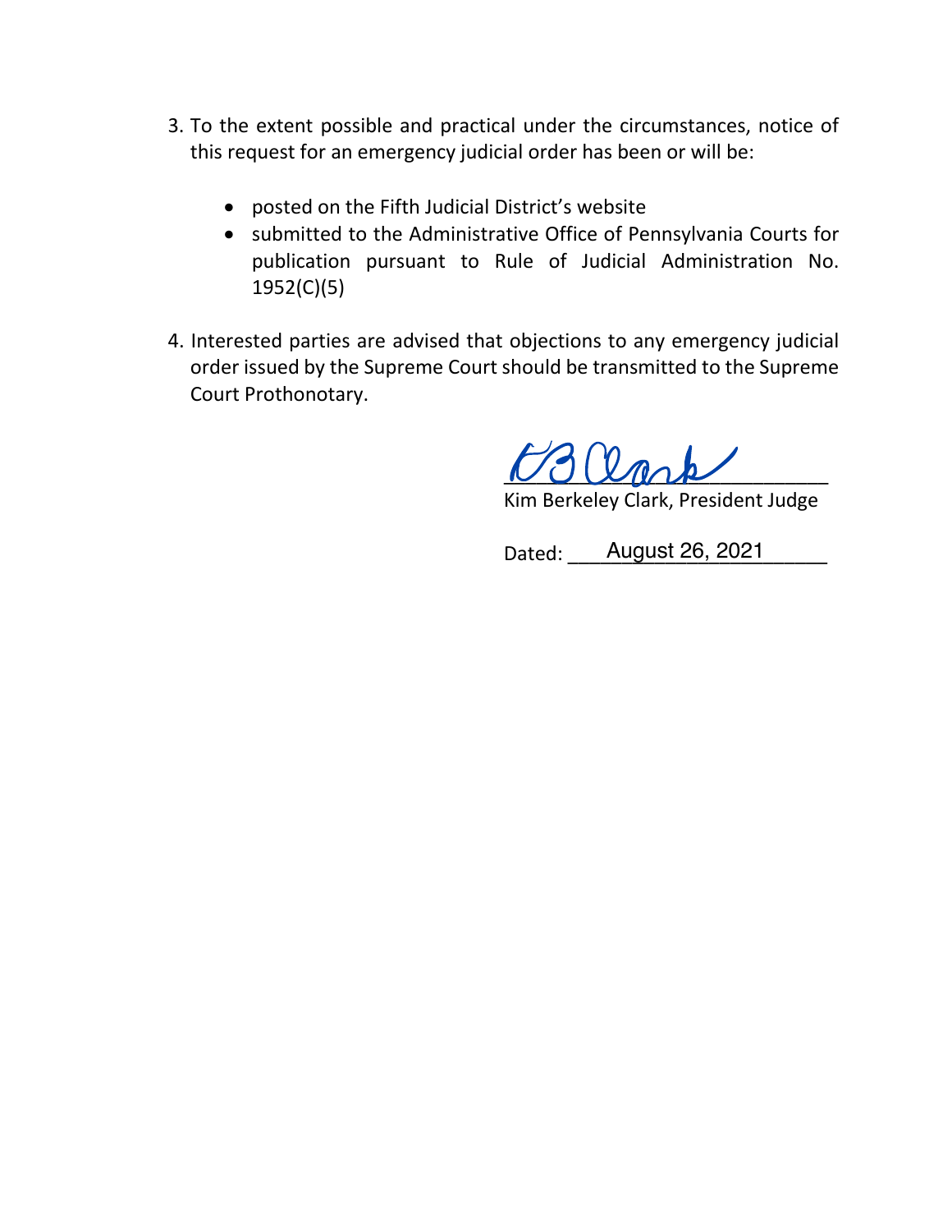3. To the extent possible and practical under the circumstances, notice of this request for an emergency judicial order has been or will be:

   - posted on the Fifth Judicial District's website
   - submitted to the Administrative Office of Pennsylvania Courts for publication pursuant to Rule of Judicial Administration No. 1952(C)(5)

4. Interested parties are advised that objections to any emergency judicial order issued by the Supreme Court should be transmitted to the Supreme Court Prothonotary.

KB Clark
Kim Berkeley Clark, President Judge

Dated: August 26, 2021